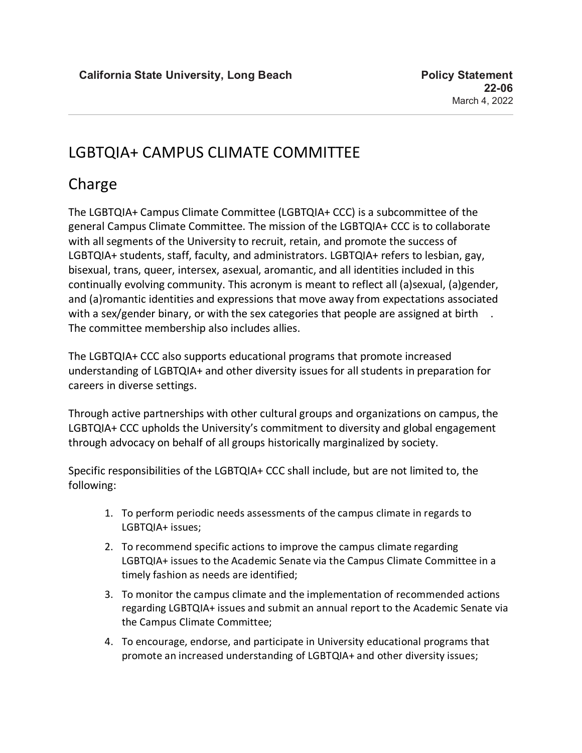**California State University, Long Beach**

**Policy Statement 22-06**
March 4, 2022

# LGBTQIA+ CAMPUS CLIMATE COMMITTEE

## Charge

The LGBTQIA+ Campus Climate Committee (LGBTQIA+ CCC) is a subcommittee of the general Campus Climate Committee. The mission of the LGBTQIA+ CCC is to collaborate with all segments of the University to recruit, retain, and promote the success of LGBTQIA+ students, staff, faculty, and administrators. LGBTQIA+ refers to lesbian, gay, bisexual, trans, queer, intersex, asexual, aromantic, and all identities included in this continually evolving community. This acronym is meant to reflect all (a)sexual, (a)gender, and (a)romantic identities and expressions that move away from expectations associated with a sex/gender binary, or with the sex categories that people are assigned at birth. The committee membership also includes allies.

The LGBTQIA+ CCC also supports educational programs that promote increased understanding of LGBTQIA+ and other diversity issues for all students in preparation for careers in diverse settings.

Through active partnerships with other cultural groups and organizations on campus, the LGBTQIA+ CCC upholds the University's commitment to diversity and global engagement through advocacy on behalf of all groups historically marginalized by society.

Specific responsibilities of the LGBTQIA+ CCC shall include, but are not limited to, the following:

1. To perform periodic needs assessments of the campus climate in regards to LGBTQIA+ issues;
2. To recommend specific actions to improve the campus climate regarding LGBTQIA+ issues to the Academic Senate via the Campus Climate Committee in a timely fashion as needs are identified;
3. To monitor the campus climate and the implementation of recommended actions regarding LGBTQIA+ issues and submit an annual report to the Academic Senate via the Campus Climate Committee;
4. To encourage, endorse, and participate in University educational programs that promote an increased understanding of LGBTQIA+ and other diversity issues;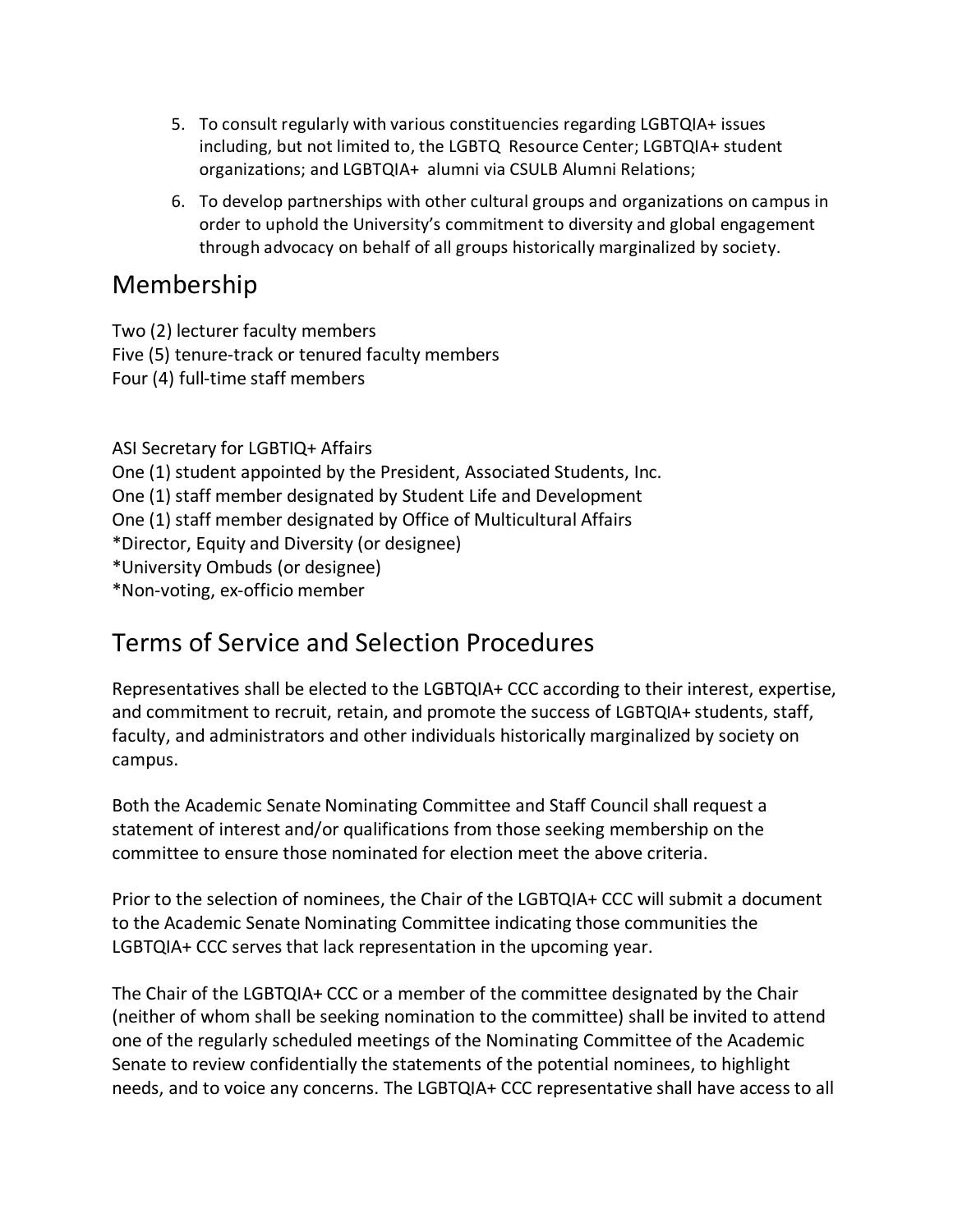5. To consult regularly with various constituencies regarding LGBTQIA+ issues including, but not limited to, the LGBTQ Resource Center; LGBTQIA+ student organizations; and LGBTQIA+ alumni via CSULB Alumni Relations;
6. To develop partnerships with other cultural groups and organizations on campus in order to uphold the University's commitment to diversity and global engagement through advocacy on behalf of all groups historically marginalized by society.

## Membership

Two (2) lecturer faculty members
Five (5) tenure-track or tenured faculty members
Four (4) full-time staff members

ASI Secretary for LGBTIQ+ Affairs
One (1) student appointed by the President, Associated Students, Inc.
One (1) staff member designated by Student Life and Development
One (1) staff member designated by Office of Multicultural Affairs
*Director, Equity and Diversity (or designee)
*University Ombuds (or designee)
*Non-voting, ex-officio member

## Terms of Service and Selection Procedures

Representatives shall be elected to the LGBTQIA+ CCC according to their interest, expertise, and commitment to recruit, retain, and promote the success of LGBTQIA+ students, staff, faculty, and administrators and other individuals historically marginalized by society on campus.

Both the Academic Senate Nominating Committee and Staff Council shall request a statement of interest and/or qualifications from those seeking membership on the committee to ensure those nominated for election meet the above criteria.

Prior to the selection of nominees, the Chair of the LGBTQIA+ CCC will submit a document to the Academic Senate Nominating Committee indicating those communities the LGBTQIA+ CCC serves that lack representation in the upcoming year.

The Chair of the LGBTQIA+ CCC or a member of the committee designated by the Chair (neither of whom shall be seeking nomination to the committee) shall be invited to attend one of the regularly scheduled meetings of the Nominating Committee of the Academic Senate to review confidentially the statements of the potential nominees, to highlight needs, and to voice any concerns. The LGBTQIA+ CCC representative shall have access to all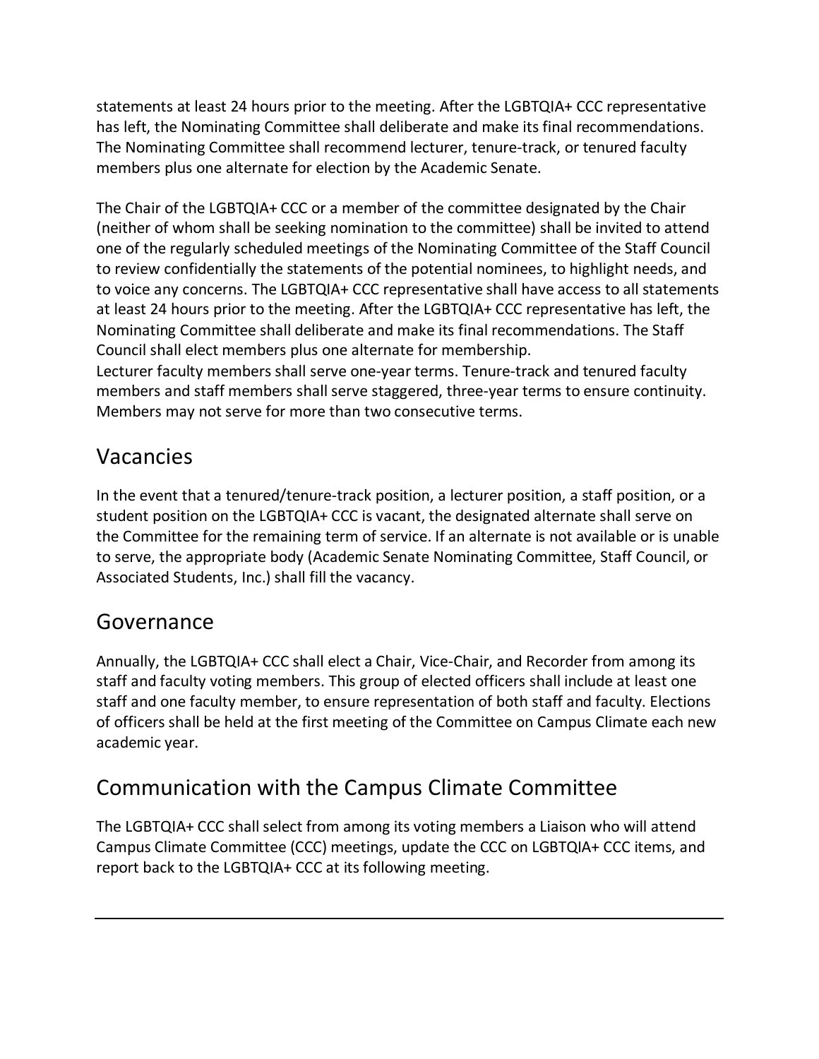statements at least 24 hours prior to the meeting. After the LGBTQIA+ CCC representative has left, the Nominating Committee shall deliberate and make its final recommendations. The Nominating Committee shall recommend lecturer, tenure-track, or tenured faculty members plus one alternate for election by the Academic Senate.

The Chair of the LGBTQIA+ CCC or a member of the committee designated by the Chair (neither of whom shall be seeking nomination to the committee) shall be invited to attend one of the regularly scheduled meetings of the Nominating Committee of the Staff Council to review confidentially the statements of the potential nominees, to highlight needs, and to voice any concerns. The LGBTQIA+ CCC representative shall have access to all statements at least 24 hours prior to the meeting. After the LGBTQIA+ CCC representative has left, the Nominating Committee shall deliberate and make its final recommendations. The Staff Council shall elect members plus one alternate for membership.

Lecturer faculty members shall serve one-year terms. Tenure-track and tenured faculty members and staff members shall serve staggered, three-year terms to ensure continuity. Members may not serve for more than two consecutive terms.

## Vacancies

In the event that a tenured/tenure-track position, a lecturer position, a staff position, or a student position on the LGBTQIA+ CCC is vacant, the designated alternate shall serve on the Committee for the remaining term of service. If an alternate is not available or is unable to serve, the appropriate body (Academic Senate Nominating Committee, Staff Council, or Associated Students, Inc.) shall fill the vacancy.

## Governance

Annually, the LGBTQIA+ CCC shall elect a Chair, Vice-Chair, and Recorder from among its staff and faculty voting members. This group of elected officers shall include at least one staff and one faculty member, to ensure representation of both staff and faculty. Elections of officers shall be held at the first meeting of the Committee on Campus Climate each new academic year.

## Communication with the Campus Climate Committee

The LGBTQIA+ CCC shall select from among its voting members a Liaison who will attend Campus Climate Committee (CCC) meetings, update the CCC on LGBTQIA+ CCC items, and report back to the LGBTQIA+ CCC at its following meeting.

---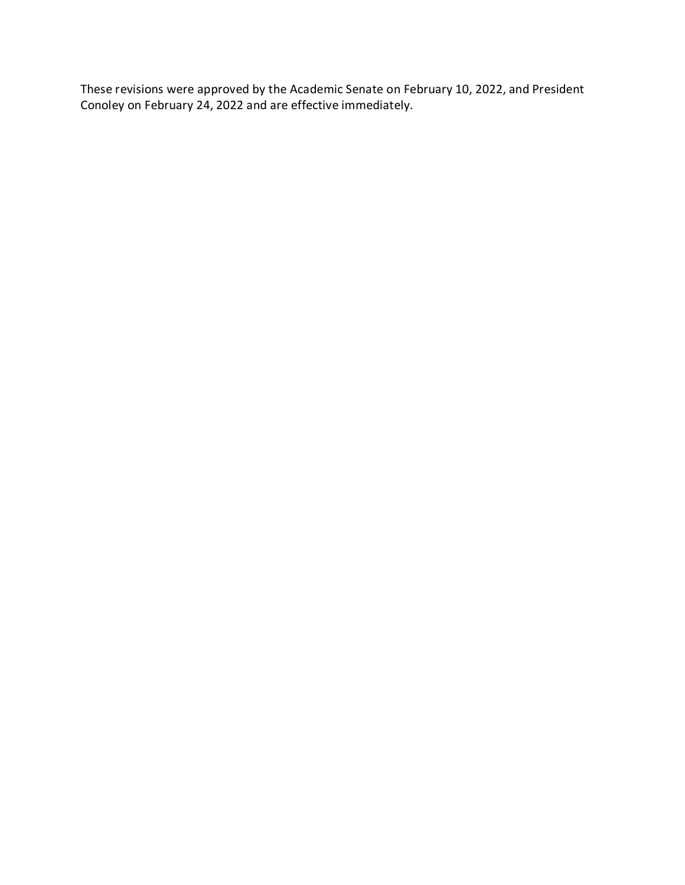These revisions were approved by the Academic Senate on February 10, 2022, and President Conoley on February 24, 2022 and are effective immediately.